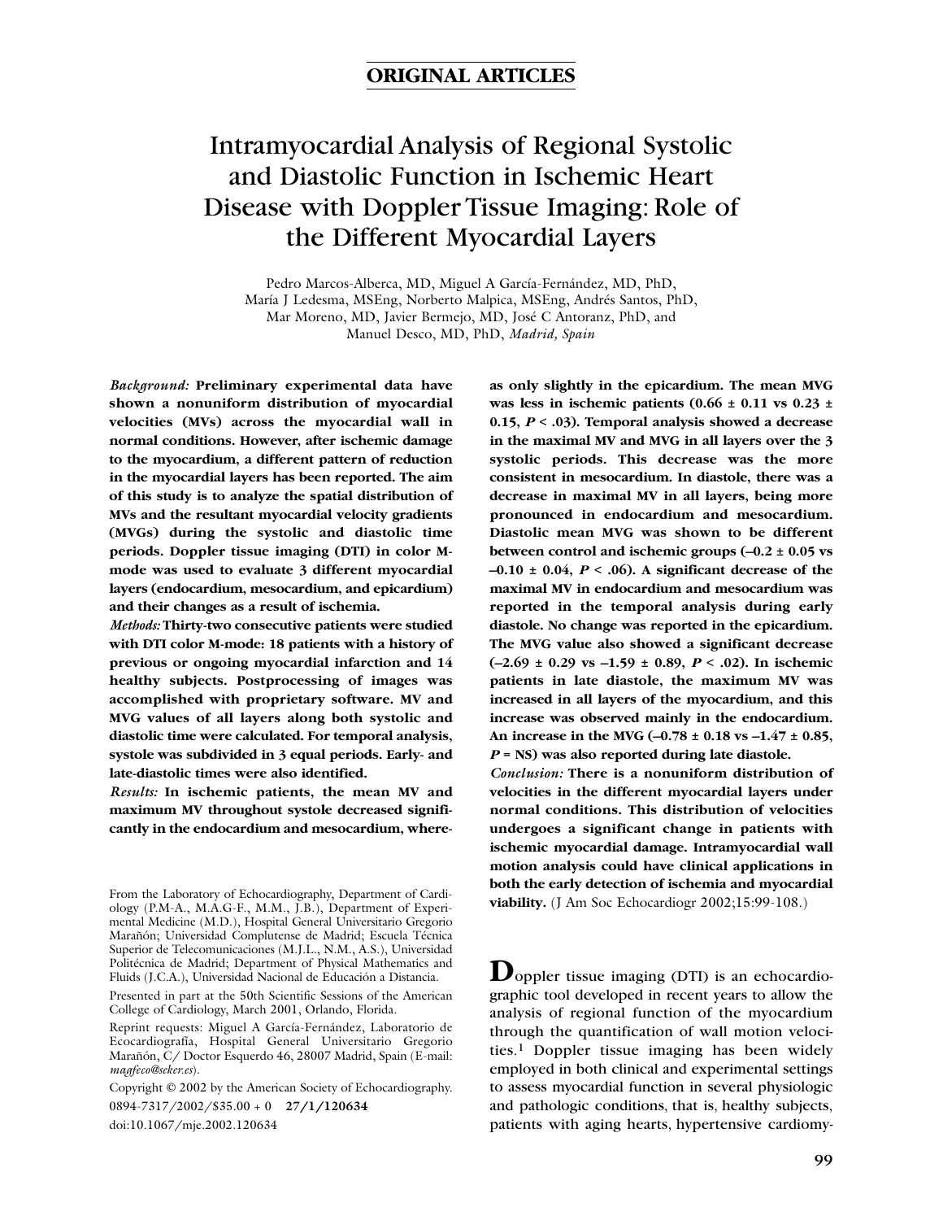## ORIGINAL ARTICLES

# Intramyocardial Analysis of Regional Systolic and Diastolic Function in Ischemic Heart Disease with Doppler Tissue Imaging: Role of the Different Myocardial Layers

Pedro Marcos-Alberca, MD, Miguel A García-Fernández, MD, PhD, María J Ledesma, MSEng, Norberto Malpica, MSEng, Andrés Santos, PhD, Mar Moreno, MD, Javier Bermejo, MD, José C Antoranz, PhD, and Manuel Desco, MD, PhD, *Madrid, Spain*

*Background:* **Preliminary experimental data have shown a nonuniform distribution of myocardial velocities (MVs) across the myocardial wall in normal conditions. However, after ischemic damage to the myocardium, a different pattern of reduction in the myocardial layers has been reported. The aim of this study is to analyze the spatial distribution of MVs and the resultant myocardial velocity gradients (MVGs) during the systolic and diastolic time periods. Doppler tissue imaging (DTI) in color M-mode was used to evaluate 3 different myocardial layers (endocardium, mesocardium, and epicardium) and their changes as a result of ischemia.**

*Methods:* **Thirty-two consecutive patients were studied with DTI color M-mode: 18 patients with a history of previous or ongoing myocardial infarction and 14 healthy subjects. Postprocessing of images was accomplished with proprietary software. MV and MVG values of all layers along both systolic and diastolic time were calculated. For temporal analysis, systole was subdivided in 3 equal periods. Early- and late-diastolic times were also identified.**

*Results:* **In ischemic patients, the mean MV and maximum MV throughout systole decreased significantly in the endocardium and mesocardium, whereas only slightly in the epicardium. The mean MVG was less in ischemic patients (0.66 ± 0.11 vs 0.23 ± 0.15, $P < .03$). Temporal analysis showed a decrease in the maximal MV and MVG in all layers over the 3 systolic periods. This decrease was the more consistent in mesocardium. In diastole, there was a decrease in maximal MV in all layers, being more pronounced in endocardium and mesocardium. Diastolic mean MVG was shown to be different between control and ischemic groups (–0.2 ± 0.05 vs –0.10 ± 0.04, $P < .06$). A significant decrease of the maximal MV in endocardium and mesocardium was reported in the temporal analysis during early diastole. No change was reported in the epicardium. The MVG value also showed a significant decrease (–2.69 ± 0.29 vs –1.59 ± 0.89, $P < .02$). In ischemic patients in late diastole, the maximum MV was increased in all layers of the myocardium, and this increase was observed mainly in the endocardium. An increase in the MVG (–0.78 ± 0.18 vs –1.47 ± 0.85, $P$ = NS) was also reported during late diastole.**

*Conclusion:* **There is a nonuniform distribution of velocities in the different myocardial layers under normal conditions. This distribution of velocities undergoes a significant change in patients with ischemic myocardial damage. Intramyocardial wall motion analysis could have clinical applications in both the early detection of ischemia and myocardial viability.** (J Am Soc Echocardiogr 2002;15:99-108.)

From the Laboratory of Echocardiography, Department of Cardiology (P.M-A., M.A.G-F., M.M., J.B.), Department of Experimental Medicine (M.D.), Hospital General Universitario Gregorio Marañón; Universidad Complutense de Madrid; Escuela Técnica Superior de Telecomunicaciones (M.J.L., N.M., A.S.), Universidad Politécnica de Madrid; Department of Physical Mathematics and Fluids (J.C.A.), Universidad Nacional de Educación a Distancia.

Presented in part at the 50th Scientific Sessions of the American College of Cardiology, March 2001, Orlando, Florida.

Reprint requests: Miguel A García-Fernández, Laboratorio de Ecocardiografía, Hospital General Universitario Gregorio Marañón, C/ Doctor Esquerdo 46, 28007 Madrid, Spain (E-mail: *magfeco@seker.es*).

Copyright © 2002 by the American Society of Echocardiography.
0894-7317/2002/$35.00 + 0 **27/1/120634**
doi:10.1067/mje.2002.120634

Doppler tissue imaging (DTI) is an echocardiographic tool developed in recent years to allow the analysis of regional function of the myocardium through the quantification of wall motion velocities.[1] Doppler tissue imaging has been widely employed in both clinical and experimental settings to assess myocardial function in several physiologic and pathologic conditions, that is, healthy subjects, patients with aging hearts, hypertensive cardiomy-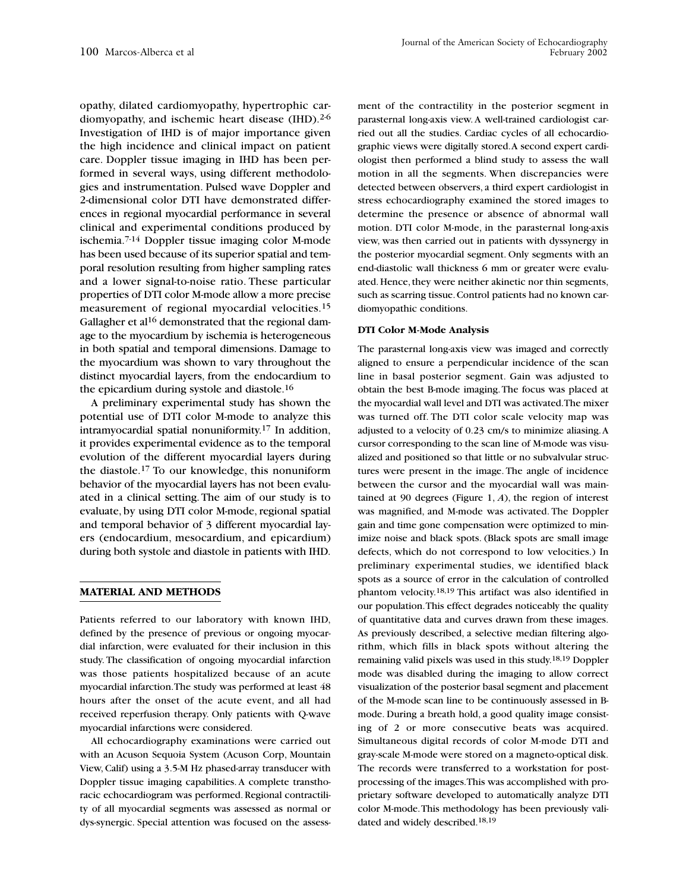opathy, dilated cardiomyopathy, hypertrophic cardiomyopathy, and ischemic heart disease (IHD).[2-6] Investigation of IHD is of major importance given the high incidence and clinical impact on patient care. Doppler tissue imaging in IHD has been performed in several ways, using different methodologies and instrumentation. Pulsed wave Doppler and 2-dimensional color DTI have demonstrated differences in regional myocardial performance in several clinical and experimental conditions produced by ischemia.[7-14] Doppler tissue imaging color M-mode has been used because of its superior spatial and temporal resolution resulting from higher sampling rates and a lower signal-to-noise ratio. These particular properties of DTI color M-mode allow a more precise measurement of regional myocardial velocities.[15] Gallagher et al[16] demonstrated that the regional damage to the myocardium by ischemia is heterogeneous in both spatial and temporal dimensions. Damage to the myocardium was shown to vary throughout the distinct myocardial layers, from the endocardium to the epicardium during systole and diastole.[16]

A preliminary experimental study has shown the potential use of DTI color M-mode to analyze this intramyocardial spatial nonuniformity.[17] In addition, it provides experimental evidence as to the temporal evolution of the different myocardial layers during the diastole.[17] To our knowledge, this nonuniform behavior of the myocardial layers has not been evaluated in a clinical setting. The aim of our study is to evaluate, by using DTI color M-mode, regional spatial and temporal behavior of 3 different myocardial layers (endocardium, mesocardium, and epicardium) during both systole and diastole in patients with IHD.

## MATERIAL AND METHODS

Patients referred to our laboratory with known IHD, defined by the presence of previous or ongoing myocardial infarction, were evaluated for their inclusion in this study. The classification of ongoing myocardial infarction was those patients hospitalized because of an acute myocardial infarction. The study was performed at least 48 hours after the onset of the acute event, and all had received reperfusion therapy. Only patients with Q-wave myocardial infarctions were considered.

All echocardiography examinations were carried out with an Acuson Sequoia System (Acuson Corp, Mountain View, Calif) using a 3.5-M Hz phased-array transducer with Doppler tissue imaging capabilities. A complete transthoracic echocardiogram was performed. Regional contractility of all myocardial segments was assessed as normal or dys-synergic. Special attention was focused on the assessment of the contractility in the posterior segment in parasternal long-axis view. A well-trained cardiologist carried out all the studies. Cardiac cycles of all echocardiographic views were digitally stored. A second expert cardiologist then performed a blind study to assess the wall motion in all the segments. When discrepancies were detected between observers, a third expert cardiologist in stress echocardiography examined the stored images to determine the presence or absence of abnormal wall motion. DTI color M-mode, in the parasternal long-axis view, was then carried out in patients with dyssynergy in the posterior myocardial segment. Only segments with an end-diastolic wall thickness 6 mm or greater were evaluated. Hence, they were neither akinetic nor thin segments, such as scarring tissue. Control patients had no known cardiomyopathic conditions.

### DTI Color M-Mode Analysis

The parasternal long-axis view was imaged and correctly aligned to ensure a perpendicular incidence of the scan line in basal posterior segment. Gain was adjusted to obtain the best B-mode imaging. The focus was placed at the myocardial wall level and DTI was activated. The mixer was turned off. The DTI color scale velocity map was adjusted to a velocity of 0.23 cm/s to minimize aliasing. A cursor corresponding to the scan line of M-mode was visualized and positioned so that little or no subvalvular structures were present in the image. The angle of incidence between the cursor and the myocardial wall was maintained at 90 degrees (Figure 1, *A*), the region of interest was magnified, and M-mode was activated. The Doppler gain and time gone compensation were optimized to minimize noise and black spots. (Black spots are small image defects, which do not correspond to low velocities.) In preliminary experimental studies, we identified black spots as a source of error in the calculation of controlled phantom velocity.[18,19] This artifact was also identified in our population. This effect degrades noticeably the quality of quantitative data and curves drawn from these images. As previously described, a selective median filtering algorithm, which fills in black spots without altering the remaining valid pixels was used in this study.[18,19] Doppler mode was disabled during the imaging to allow correct visualization of the posterior basal segment and placement of the M-mode scan line to be continuously assessed in B-mode. During a breath hold, a good quality image consisting of 2 or more consecutive beats was acquired. Simultaneous digital records of color M-mode DTI and gray-scale M-mode were stored on a magneto-optical disk. The records were transferred to a workstation for postprocessing of the images. This was accomplished with proprietary software developed to automatically analyze DTI color M-mode. This methodology has been previously validated and widely described.[18,19]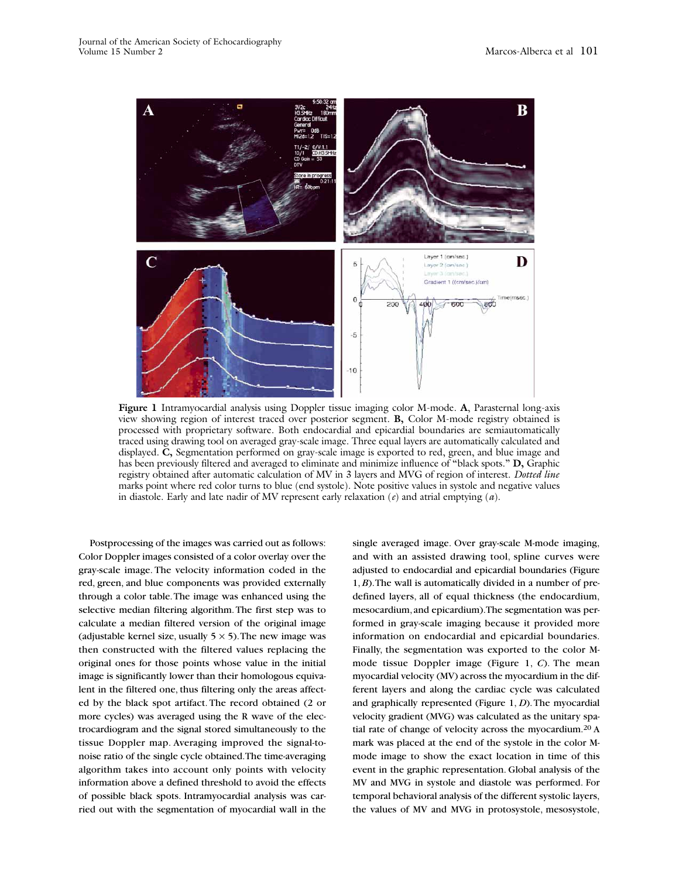**Figure 1** Intramyocardial analysis using Doppler tissue imaging color M-mode. **A,** Parasternal long-axis view showing region of interest traced over posterior segment. **B,** Color M-mode registry obtained is processed with proprietary software. Both endocardial and epicardial boundaries are semiautomatically traced using drawing tool on averaged gray-scale image. Three equal layers are automatically calculated and displayed. **C,** Segmentation performed on gray-scale image is exported to red, green, and blue image and has been previously filtered and averaged to eliminate and minimize influence of "black spots." **D,** Graphic registry obtained after automatic calculation of MV in 3 layers and MVG of region of interest. *Dotted line* marks point where red color turns to blue (end systole). Note positive values in systole and negative values in diastole. Early and late nadir of MV represent early relaxation (*e*) and atrial emptying (*a*).

Postprocessing of the images was carried out as follows: Color Doppler images consisted of a color overlay over the gray-scale image. The velocity information coded in the red, green, and blue components was provided externally through a color table. The image was enhanced using the selective median filtering algorithm. The first step was to calculate a median filtered version of the original image (adjustable kernel size, usually $5 \times 5$). The new image was then constructed with the filtered values replacing the original ones for those points whose value in the initial image is significantly lower than their homologous equivalent in the filtered one, thus filtering only the areas affected by the black spot artifact. The record obtained (2 or more cycles) was averaged using the R wave of the electrocardiogram and the signal stored simultaneously to the tissue Doppler map. Averaging improved the signal-to-noise ratio of the single cycle obtained. The time-averaging algorithm takes into account only points with velocity information above a defined threshold to avoid the effects of possible black spots. Intramyocardial analysis was carried out with the segmentation of myocardial wall in the single averaged image. Over gray-scale M-mode imaging, and with an assisted drawing tool, spline curves were adjusted to endocardial and epicardial boundaries (Figure 1, *B*). The wall is automatically divided in a number of predefined layers, all of equal thickness (the endocardium, mesocardium, and epicardium). The segmentation was performed in gray-scale imaging because it provided more information on endocardial and epicardial boundaries. Finally, the segmentation was exported to the color M-mode tissue Doppler image (Figure 1, *C*). The mean myocardial velocity (MV) across the myocardium in the different layers and along the cardiac cycle was calculated and graphically represented (Figure 1, *D*). The myocardial velocity gradient (MVG) was calculated as the unitary spatial rate of change of velocity across the myocardium.[20] A mark was placed at the end of the systole in the color M-mode image to show the exact location in time of this event in the graphic representation. Global analysis of the MV and MVG in systole and diastole was performed. For temporal behavioral analysis of the different systolic layers, the values of MV and MVG in protosystole, mesosystole,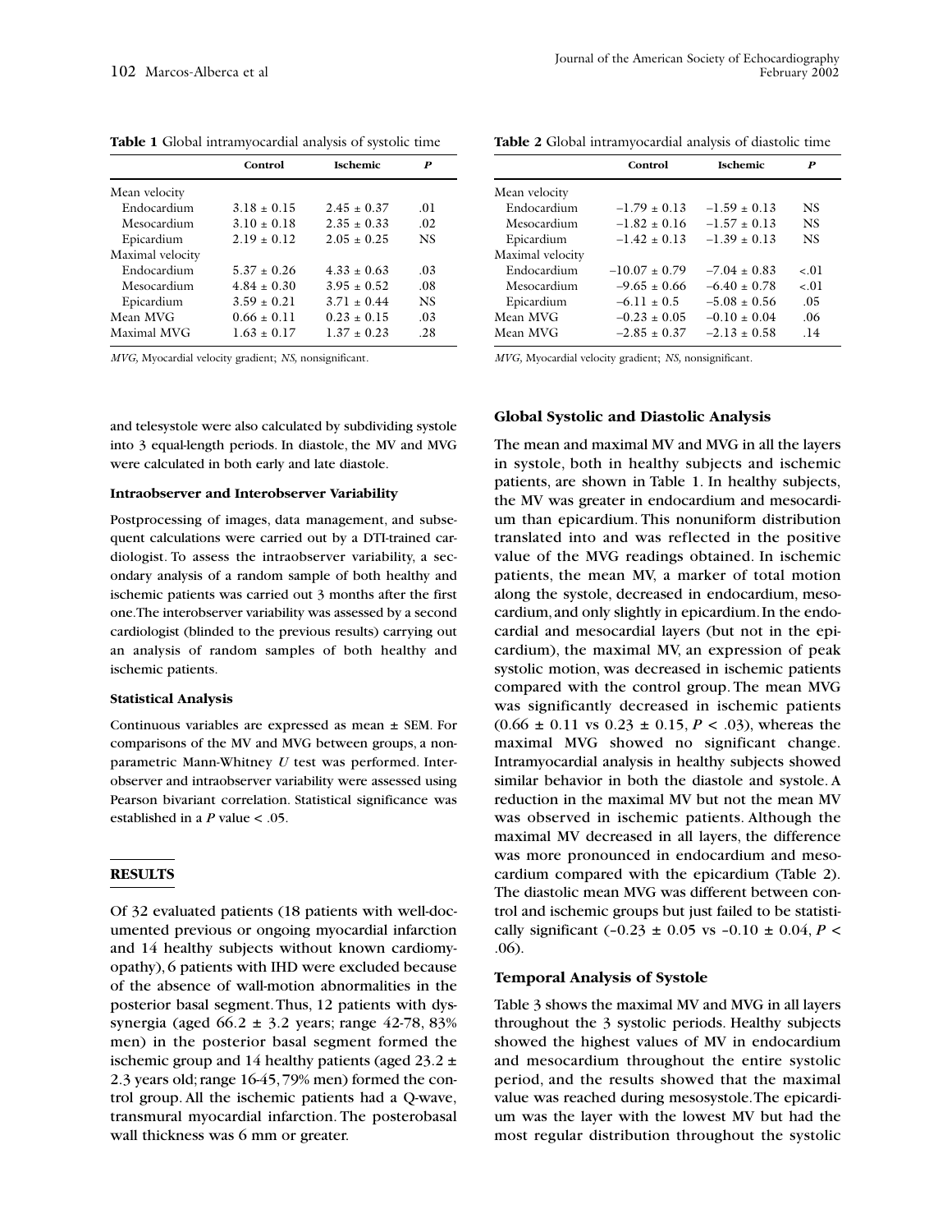**Table 1** Global intramyocardial analysis of systolic time

| | Control | Ischemic | *P* |
|---|---|---|---|
| Mean velocity | | | |
| Endocardium | 3.18 ± 0.15 | 2.45 ± 0.37 | .01 |
| Mesocardium | 3.10 ± 0.18 | 2.35 ± 0.33 | .02 |
| Epicardium | 2.19 ± 0.12 | 2.05 ± 0.25 | NS |
| Maximal velocity | | | |
| Endocardium | 5.37 ± 0.26 | 4.33 ± 0.63 | .03 |
| Mesocardium | 4.84 ± 0.30 | 3.95 ± 0.52 | .08 |
| Epicardium | 3.59 ± 0.21 | 3.71 ± 0.44 | NS |
| Mean MVG | 0.66 ± 0.11 | 0.23 ± 0.15 | .03 |
| Maximal MVG | 1.63 ± 0.17 | 1.37 ± 0.23 | .28 |

*MVG,* Myocardial velocity gradient; *NS,* nonsignificant.

**Table 2** Global intramyocardial analysis of diastolic time

| | Control | Ischemic | *P* |
|---|---|---|---|
| Mean velocity | | | |
| Endocardium | −1.79 ± 0.13 | −1.59 ± 0.13 | NS |
| Mesocardium | −1.82 ± 0.16 | −1.57 ± 0.13 | NS |
| Epicardium | −1.42 ± 0.13 | −1.39 ± 0.13 | NS |
| Maximal velocity | | | |
| Endocardium | −10.07 ± 0.79 | −7.04 ± 0.83 | <.01 |
| Mesocardium | −9.65 ± 0.66 | −6.40 ± 0.78 | <.01 |
| Epicardium | −6.11 ± 0.5 | −5.08 ± 0.56 | .05 |
| Mean MVG | −0.23 ± 0.05 | −0.10 ± 0.04 | .06 |
| Mean MVG | −2.85 ± 0.37 | −2.13 ± 0.58 | .14 |

*MVG,* Myocardial velocity gradient; *NS,* nonsignificant.

and telesystole were also calculated by subdividing systole into 3 equal-length periods. In diastole, the MV and MVG were calculated in both early and late diastole.

#### Intraobserver and Interobserver Variability

Postprocessing of images, data management, and subsequent calculations were carried out by a DTI-trained cardiologist. To assess the intraobserver variability, a secondary analysis of a random sample of both healthy and ischemic patients was carried out 3 months after the first one. The interobserver variability was assessed by a second cardiologist (blinded to the previous results) carrying out an analysis of random samples of both healthy and ischemic patients.

#### Statistical Analysis

Continuous variables are expressed as mean ± SEM. For comparisons of the MV and MVG between groups, a nonparametric Mann-Whitney *U* test was performed. Interobserver and intraobserver variability were assessed using Pearson bivariant correlation. Statistical significance was established in a $P$ value < .05.

## RESULTS

Of 32 evaluated patients (18 patients with well-documented previous or ongoing myocardial infarction and 14 healthy subjects without known cardiomyopathy), 6 patients with IHD were excluded because of the absence of wall-motion abnormalities in the posterior basal segment. Thus, 12 patients with dyssynergia (aged 66.2 ± 3.2 years; range 42-78, 83% men) in the posterior basal segment formed the ischemic group and 14 healthy patients (aged 23.2 ± 2.3 years old; range 16-45, 79% men) formed the control group. All the ischemic patients had a Q-wave, transmural myocardial infarction. The posterobasal wall thickness was 6 mm or greater.

#### Global Systolic and Diastolic Analysis

The mean and maximal MV and MVG in all the layers in systole, both in healthy subjects and ischemic patients, are shown in Table 1. In healthy subjects, the MV was greater in endocardium and mesocardium than epicardium. This nonuniform distribution translated into and was reflected in the positive value of the MVG readings obtained. In ischemic patients, the mean MV, a marker of total motion along the systole, decreased in endocardium, mesocardium, and only slightly in epicardium. In the endocardial and mesocardial layers (but not in the epicardium), the maximal MV, an expression of peak systolic motion, was decreased in ischemic patients compared with the control group. The mean MVG was significantly decreased in ischemic patients (0.66 ± 0.11 vs 0.23 ± 0.15, $P$ < .03), whereas the maximal MVG showed no significant change. Intramyocardial analysis in healthy subjects showed similar behavior in both the diastole and systole. A reduction in the maximal MV but not the mean MV was observed in ischemic patients. Although the maximal MV decreased in all layers, the difference was more pronounced in endocardium and mesocardium compared with the epicardium (Table 2). The diastolic mean MVG was different between control and ischemic groups but just failed to be statistically significant (−0.23 ± 0.05 vs −0.10 ± 0.04, $P$ < .06).

#### Temporal Analysis of Systole

Table 3 shows the maximal MV and MVG in all layers throughout the 3 systolic periods. Healthy subjects showed the highest values of MV in endocardium and mesocardium throughout the entire systolic period, and the results showed that the maximal value was reached during mesosystole. The epicardium was the layer with the lowest MV but had the most regular distribution throughout the systolic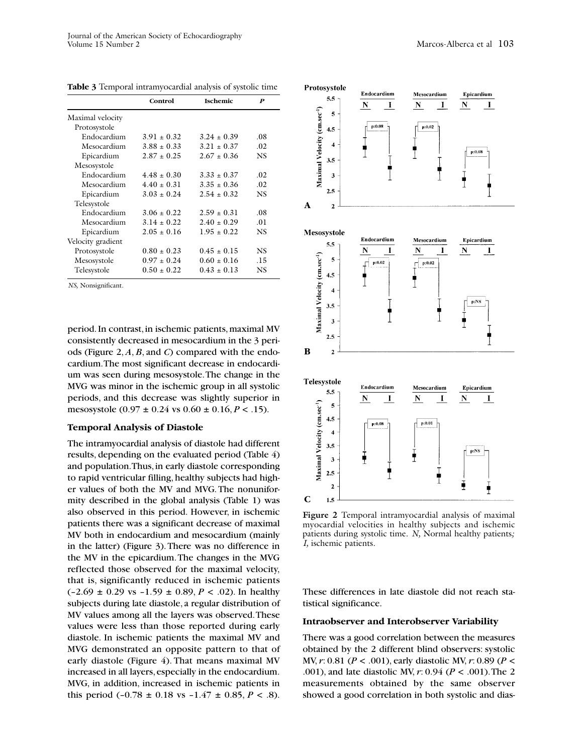**Table 3** Temporal intramyocardial analysis of systolic time

| | Control | Ischemic | *P* |
|---|---|---|---|
| Maximal velocity | | | |
| Protosystole | | | |
| Endocardium | 3.91 ± 0.32 | 3.24 ± 0.39 | .08 |
| Mesocardium | 3.88 ± 0.33 | 3.21 ± 0.37 | .02 |
| Epicardium | 2.87 ± 0.25 | 2.67 ± 0.36 | NS |
| Mesosystole | | | |
| Endocardium | 4.48 ± 0.30 | 3.33 ± 0.37 | .02 |
| Mesocardium | 4.40 ± 0.31 | 3.35 ± 0.36 | .02 |
| Epicardium | 3.03 ± 0.24 | 2.54 ± 0.32 | NS |
| Telesystole | | | |
| Endocardium | 3.06 ± 0.22 | 2.59 ± 0.31 | .08 |
| Mesocardium | 3.14 ± 0.22 | 2.40 ± 0.29 | .01 |
| Epicardium | 2.05 ± 0.16 | 1.95 ± 0.22 | NS |
| Velocity gradient | | | |
| Protosystole | 0.80 ± 0.23 | 0.45 ± 0.15 | NS |
| Mesosystole | 0.97 ± 0.24 | 0.60 ± 0.16 | .15 |
| Telesystole | 0.50 ± 0.22 | 0.43 ± 0.13 | NS |

*NS,* Nonsignificant.

period. In contrast, in ischemic patients, maximal MV consistently decreased in mesocardium in the 3 periods (Figure 2, *A*, *B*, and *C*) compared with the endocardium. The most significant decrease in endocardium was seen during mesosystole. The change in the MVG was minor in the ischemic group in all systolic periods, and this decrease was slightly superior in mesosystole (0.97 ± 0.24 vs 0.60 ± 0.16, $P < .15$).

### Temporal Analysis of Diastole

The intramyocardial analysis of diastole had different results, depending on the evaluated period (Table 4) and population. Thus, in early diastole corresponding to rapid ventricular filling, healthy subjects had higher values of both the MV and MVG. The nonuniformity described in the global analysis (Table 1) was also observed in this period. However, in ischemic patients there was a significant decrease of maximal MV both in endocardium and mesocardium (mainly in the latter) (Figure 3). There was no difference in the MV in the epicardium. The changes in the MVG reflected those observed for the maximal velocity, that is, significantly reduced in ischemic patients (–2.69 ± 0.29 vs –1.59 ± 0.89, $P < .02$). In healthy subjects during late diastole, a regular distribution of MV values among all the layers was observed. These values were less than those reported during early diastole. In ischemic patients the maximal MV and MVG demonstrated an opposite pattern to that of early diastole (Figure 4). That means maximal MV increased in all layers, especially in the endocardium. MVG, in addition, increased in ischemic patients in this period (–0.78 ± 0.18 vs –1.47 ± 0.85, $P < .8$).

Protosystole
Endocardium Mesocardium Epicardium
N I N I N I
p:0.08 p:0.02 p:0.08
Maximal Velocity (cm.sec$^{-1}$)
5.5 5 4.5 4 3.5 3 2.5 2
A

Mesosystole
Endocardium Mesocardium Epicardium
N I N I N I
p:0.02 p:0.02 p:NS
Maximal Velocity (cm.sec$^{-1}$)
5.5 5 4.5 4 3.5 3 2.5 2
B

Telesystole
Endocardium Mesocardium Epicardium
N I N I N I
p:0.08 p:0.01 p:NS
Maximal Velocity (cm.sec$^{-1}$)
5.5 5 4.5 4 3.5 3 2.5 2 1.5
C

**Figure 2** Temporal intramyocardial analysis of maximal myocardial velocities in healthy subjects and ischemic patients during systolic time. *N,* Normal healthy patients; *I,* ischemic patients.

These differences in late diastole did not reach statistical significance.

### Intraobserver and Interobserver Variability

There was a good correlation between the measures obtained by the 2 different blind observers: systolic MV, $r$: 0.81 ($P < .001$), early diastolic MV, $r$: 0.89 ($P < .001$), and late diastolic MV, $r$: 0.94 ($P < .001$). The 2 measurements obtained by the same observer showed a good correlation in both systolic and dias-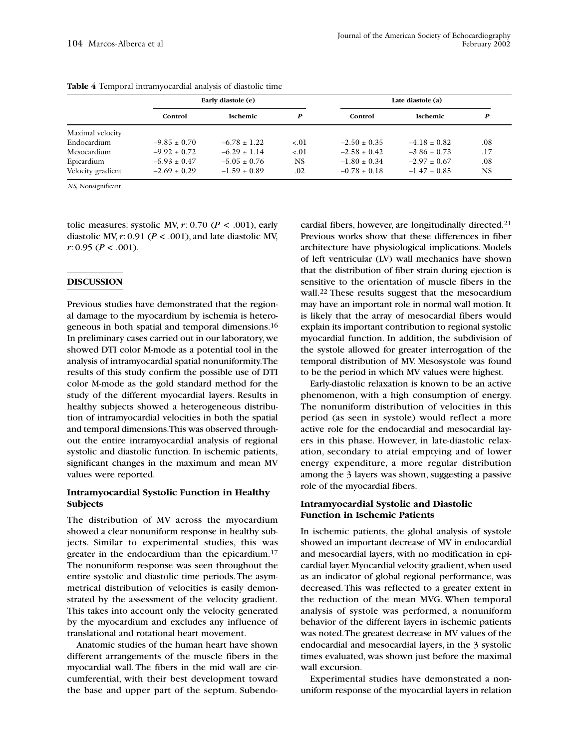**Table 4** Temporal intramyocardial analysis of diastolic time

| | Early diastole (e) | | | Late diastole (a) | | |
|---|---|---|---|---|---|---|
| | Control | Ischemic | *P* | Control | Ischemic | *P* |
| Maximal velocity | | | | | | |
| Endocardium | −9.85 ± 0.70 | −6.78 ± 1.22 | <.01 | −2.50 ± 0.35 | −4.18 ± 0.82 | .08 |
| Mesocardium | −9.92 ± 0.72 | −6.29 ± 1.14 | <.01 | −2.58 ± 0.42 | −3.86 ± 0.73 | .17 |
| Epicardium | −5.93 ± 0.47 | −5.05 ± 0.76 | NS | −1.80 ± 0.34 | −2.97 ± 0.67 | .08 |
| Velocity gradient | −2.69 ± 0.29 | −1.59 ± 0.89 | .02 | −0.78 ± 0.18 | −1.47 ± 0.85 | NS |

*NS,* Nonsignificant.

tolic measures: systolic MV, $r$: 0.70 ($P < .001$), early diastolic MV, $r$: 0.91 ($P < .001$), and late diastolic MV, $r$: 0.95 ($P < .001$).

## DISCUSSION

Previous studies have demonstrated that the regional damage to the myocardium by ischemia is heterogeneous in both spatial and temporal dimensions.[16] In preliminary cases carried out in our laboratory, we showed DTI color M-mode as a potential tool in the analysis of intramyocardial spatial nonuniformity. The results of this study confirm the possible use of DTI color M-mode as the gold standard method for the study of the different myocardial layers. Results in healthy subjects showed a heterogeneous distribution of intramyocardial velocities in both the spatial and temporal dimensions. This was observed throughout the entire intramyocardial analysis of regional systolic and diastolic function. In ischemic patients, significant changes in the maximum and mean MV values were reported.

### Intramyocardial Systolic Function in Healthy Subjects

The distribution of MV across the myocardium showed a clear nonuniform response in healthy subjects. Similar to experimental studies, this was greater in the endocardium than the epicardium.[17] The nonuniform response was seen throughout the entire systolic and diastolic time periods. The asymmetrical distribution of velocities is easily demonstrated by the assessment of the velocity gradient. This takes into account only the velocity generated by the myocardium and excludes any influence of translational and rotational heart movement.

Anatomic studies of the human heart have shown different arrangements of the muscle fibers in the myocardial wall. The fibers in the mid wall are circumferential, with their best development toward the base and upper part of the septum. Subendocardial fibers, however, are longitudinally directed.[21] Previous works show that these differences in fiber architecture have physiological implications. Models of left ventricular (LV) wall mechanics have shown that the distribution of fiber strain during ejection is sensitive to the orientation of muscle fibers in the wall.[22] These results suggest that the mesocardium may have an important role in normal wall motion. It is likely that the array of mesocardial fibers would explain its important contribution to regional systolic myocardial function. In addition, the subdivision of the systole allowed for greater interrogation of the temporal distribution of MV. Mesosystole was found to be the period in which MV values were highest.

Early-diastolic relaxation is known to be an active phenomenon, with a high consumption of energy. The nonuniform distribution of velocities in this period (as seen in systole) would reflect a more active role for the endocardial and mesocardial layers in this phase. However, in late-diastolic relaxation, secondary to atrial emptying and of lower energy expenditure, a more regular distribution among the 3 layers was shown, suggesting a passive role of the myocardial fibers.

### Intramyocardial Systolic and Diastolic Function in Ischemic Patients

In ischemic patients, the global analysis of systole showed an important decrease of MV in endocardial and mesocardial layers, with no modification in epicardial layer. Myocardial velocity gradient, when used as an indicator of global regional performance, was decreased. This was reflected to a greater extent in the reduction of the mean MVG. When temporal analysis of systole was performed, a nonuniform behavior of the different layers in ischemic patients was noted. The greatest decrease in MV values of the endocardial and mesocardial layers, in the 3 systolic times evaluated, was shown just before the maximal wall excursion.

Experimental studies have demonstrated a nonuniform response of the myocardial layers in relation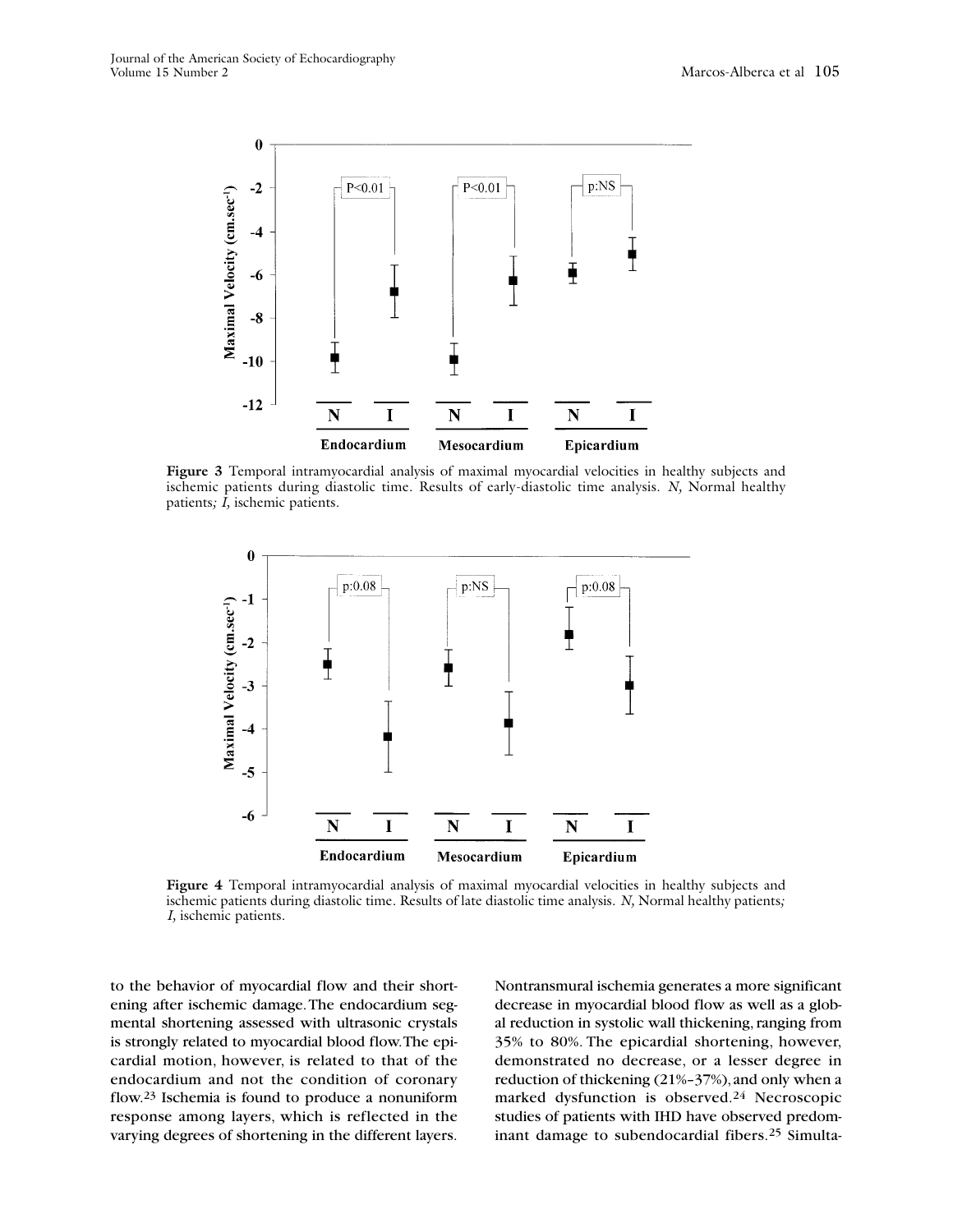0

-2

-4

-6

-8

-10

-12

Maximal Velocity (cm.sec$^{-1}$)

P<0.01

P<0.01

p:NS

N I N I N I

Endocardium Mesocardium Epicardium

**Figure 3** Temporal intramyocardial analysis of maximal myocardial velocities in healthy subjects and ischemic patients during diastolic time. Results of early-diastolic time analysis. *N,* Normal healthy patients*; I,* ischemic patients.

0

-1

-2

-3

-4

-5

-6

Maximal Velocity (cm.sec$^{-1}$)

p:0.08

p:NS

p:0.08

N I N I N I

Endocardium Mesocardium Epicardium

**Figure 4** Temporal intramyocardial analysis of maximal myocardial velocities in healthy subjects and ischemic patients during diastolic time. Results of late diastolic time analysis. *N,* Normal healthy patients*; I,* ischemic patients.

to the behavior of myocardial flow and their shortening after ischemic damage. The endocardium segmental shortening assessed with ultrasonic crystals is strongly related to myocardial blood flow. The epicardial motion, however, is related to that of the endocardium and not the condition of coronary flow.[23] Ischemia is found to produce a nonuniform response among layers, which is reflected in the varying degrees of shortening in the different layers. Nontransmural ischemia generates a more significant decrease in myocardial blood flow as well as a global reduction in systolic wall thickening, ranging from 35% to 80%. The epicardial shortening, however, demonstrated no decrease, or a lesser degree in reduction of thickening (21%–37%), and only when a marked dysfunction is observed.[24] Necroscopic studies of patients with IHD have observed predominant damage to subendocardial fibers.[25] Simulta-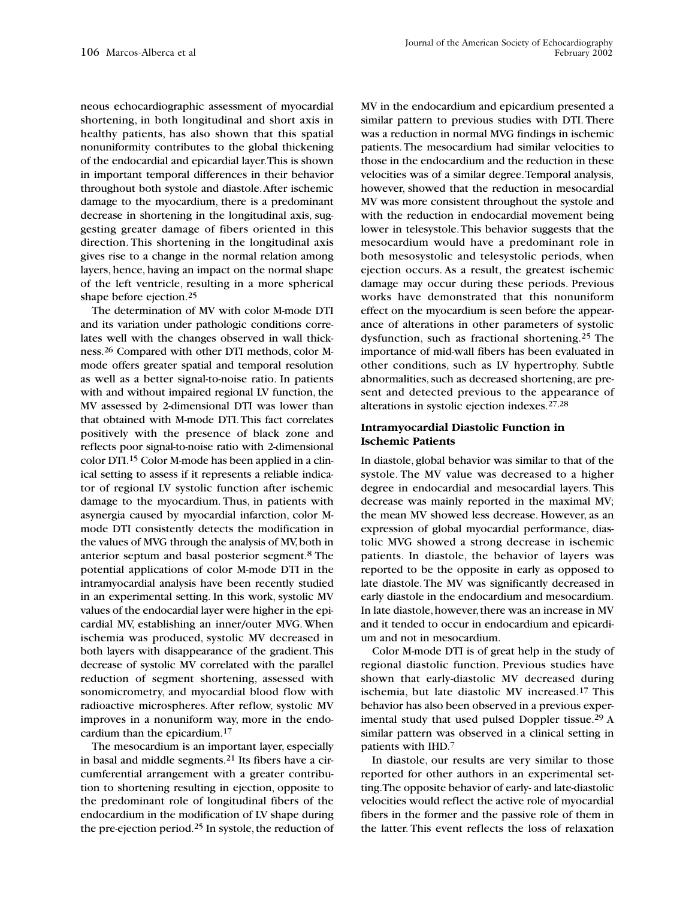neous echocardiographic assessment of myocardial shortening, in both longitudinal and short axis in healthy patients, has also shown that this spatial nonuniformity contributes to the global thickening of the endocardial and epicardial layer. This is shown in important temporal differences in their behavior throughout both systole and diastole. After ischemic damage to the myocardium, there is a predominant decrease in shortening in the longitudinal axis, suggesting greater damage of fibers oriented in this direction. This shortening in the longitudinal axis gives rise to a change in the normal relation among layers, hence, having an impact on the normal shape of the left ventricle, resulting in a more spherical shape before ejection.[25]

The determination of MV with color M-mode DTI and its variation under pathologic conditions correlates well with the changes observed in wall thickness.[26] Compared with other DTI methods, color M-mode offers greater spatial and temporal resolution as well as a better signal-to-noise ratio. In patients with and without impaired regional LV function, the MV assessed by 2-dimensional DTI was lower than that obtained with M-mode DTI. This fact correlates positively with the presence of black zone and reflects poor signal-to-noise ratio with 2-dimensional color DTI.[15] Color M-mode has been applied in a clinical setting to assess if it represents a reliable indicator of regional LV systolic function after ischemic damage to the myocardium. Thus, in patients with asynergia caused by myocardial infarction, color M-mode DTI consistently detects the modification in the values of MVG through the analysis of MV, both in anterior septum and basal posterior segment.[8] The potential applications of color M-mode DTI in the intramyocardial analysis have been recently studied in an experimental setting. In this work, systolic MV values of the endocardial layer were higher in the epicardial MV, establishing an inner/outer MVG. When ischemia was produced, systolic MV decreased in both layers with disappearance of the gradient. This decrease of systolic MV correlated with the parallel reduction of segment shortening, assessed with sonomicrometry, and myocardial blood flow with radioactive microspheres. After reflow, systolic MV improves in a nonuniform way, more in the endocardium than the epicardium.[17]

The mesocardium is an important layer, especially in basal and middle segments.[21] Its fibers have a circumferential arrangement with a greater contribution to shortening resulting in ejection, opposite to the predominant role of longitudinal fibers of the endocardium in the modification of LV shape during the pre-ejection period.[25] In systole, the reduction of MV in the endocardium and epicardium presented a similar pattern to previous studies with DTI. There was a reduction in normal MVG findings in ischemic patients. The mesocardium had similar velocities to those in the endocardium and the reduction in these velocities was of a similar degree. Temporal analysis, however, showed that the reduction in mesocardial MV was more consistent throughout the systole and with the reduction in endocardial movement being lower in telesystole. This behavior suggests that the mesocardium would have a predominant role in both mesosystolic and telesystolic periods, when ejection occurs. As a result, the greatest ischemic damage may occur during these periods. Previous works have demonstrated that this nonuniform effect on the myocardium is seen before the appearance of alterations in other parameters of systolic dysfunction, such as fractional shortening.[25] The importance of mid-wall fibers has been evaluated in other conditions, such as LV hypertrophy. Subtle abnormalities, such as decreased shortening, are present and detected previous to the appearance of alterations in systolic ejection indexes.[27,28]

### Intramyocardial Diastolic Function in Ischemic Patients

In diastole, global behavior was similar to that of the systole. The MV value was decreased to a higher degree in endocardial and mesocardial layers. This decrease was mainly reported in the maximal MV; the mean MV showed less decrease. However, as an expression of global myocardial performance, diastolic MVG showed a strong decrease in ischemic patients. In diastole, the behavior of layers was reported to be the opposite in early as opposed to late diastole. The MV was significantly decreased in early diastole in the endocardium and mesocardium. In late diastole, however, there was an increase in MV and it tended to occur in endocardium and epicardium and not in mesocardium.

Color M-mode DTI is of great help in the study of regional diastolic function. Previous studies have shown that early-diastolic MV decreased during ischemia, but late diastolic MV increased.[17] This behavior has also been observed in a previous experimental study that used pulsed Doppler tissue.[29] A similar pattern was observed in a clinical setting in patients with IHD.[7]

In diastole, our results are very similar to those reported for other authors in an experimental setting. The opposite behavior of early- and late-diastolic velocities would reflect the active role of myocardial fibers in the former and the passive role of them in the latter. This event reflects the loss of relaxation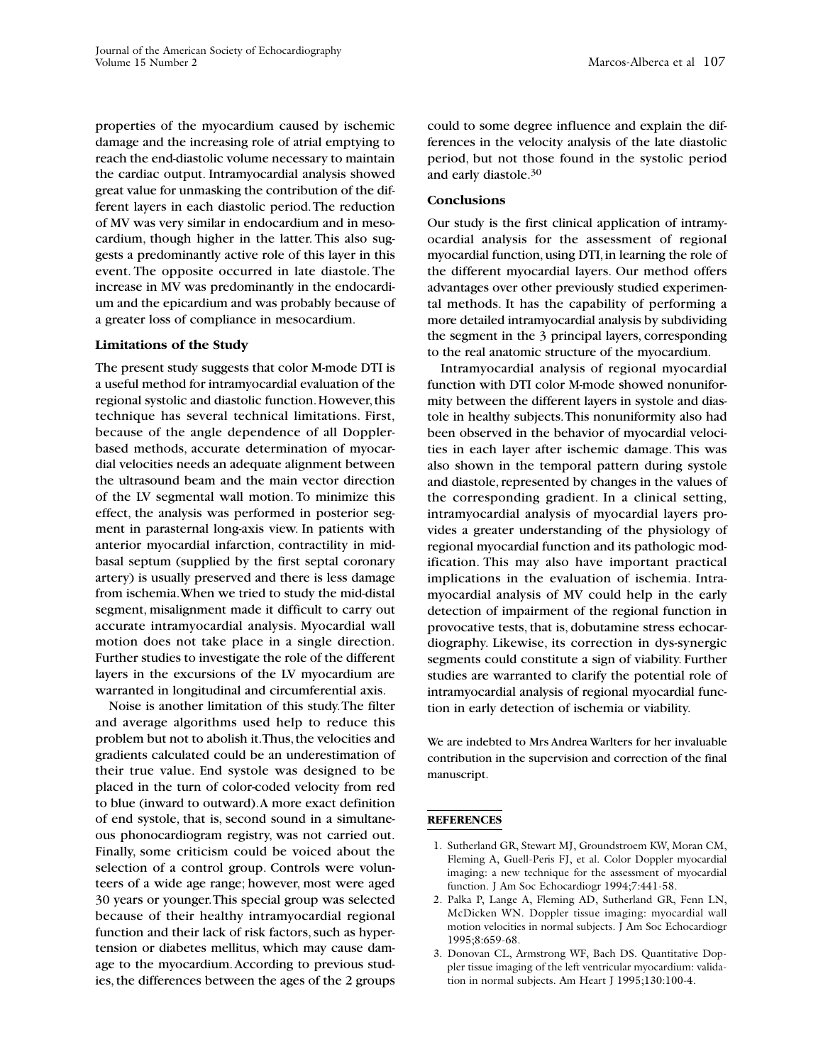properties of the myocardium caused by ischemic damage and the increasing role of atrial emptying to reach the end-diastolic volume necessary to maintain the cardiac output. Intramyocardial analysis showed great value for unmasking the contribution of the different layers in each diastolic period. The reduction of MV was very similar in endocardium and in mesocardium, though higher in the latter. This also suggests a predominantly active role of this layer in this event. The opposite occurred in late diastole. The increase in MV was predominantly in the endocardium and the epicardium and was probably because of a greater loss of compliance in mesocardium.

### Limitations of the Study

The present study suggests that color M-mode DTI is a useful method for intramyocardial evaluation of the regional systolic and diastolic function. However, this technique has several technical limitations. First, because of the angle dependence of all Doppler-based methods, accurate determination of myocardial velocities needs an adequate alignment between the ultrasound beam and the main vector direction of the LV segmental wall motion. To minimize this effect, the analysis was performed in posterior segment in parasternal long-axis view. In patients with anterior myocardial infarction, contractility in mid-basal septum (supplied by the first septal coronary artery) is usually preserved and there is less damage from ischemia. When we tried to study the mid-distal segment, misalignment made it difficult to carry out accurate intramyocardial analysis. Myocardial wall motion does not take place in a single direction. Further studies to investigate the role of the different layers in the excursions of the LV myocardium are warranted in longitudinal and circumferential axis.

Noise is another limitation of this study. The filter and average algorithms used help to reduce this problem but not to abolish it. Thus, the velocities and gradients calculated could be an underestimation of their true value. End systole was designed to be placed in the turn of color-coded velocity from red to blue (inward to outward). A more exact definition of end systole, that is, second sound in a simultaneous phonocardiogram registry, was not carried out. Finally, some criticism could be voiced about the selection of a control group. Controls were volunteers of a wide age range; however, most were aged 30 years or younger. This special group was selected because of their healthy intramyocardial regional function and their lack of risk factors, such as hypertension or diabetes mellitus, which may cause damage to the myocardium. According to previous studies, the differences between the ages of the 2 groups could to some degree influence and explain the differences in the velocity analysis of the late diastolic period, but not those found in the systolic period and early diastole.[30]

### Conclusions

Our study is the first clinical application of intramyocardial analysis for the assessment of regional myocardial function, using DTI, in learning the role of the different myocardial layers. Our method offers advantages over other previously studied experimental methods. It has the capability of performing a more detailed intramyocardial analysis by subdividing the segment in the 3 principal layers, corresponding to the real anatomic structure of the myocardium.

Intramyocardial analysis of regional myocardial function with DTI color M-mode showed nonuniformity between the different layers in systole and diastole in healthy subjects. This nonuniformity also had been observed in the behavior of myocardial velocities in each layer after ischemic damage. This was also shown in the temporal pattern during systole and diastole, represented by changes in the values of the corresponding gradient. In a clinical setting, intramyocardial analysis of myocardial layers provides a greater understanding of the physiology of regional myocardial function and its pathologic modification. This may also have important practical implications in the evaluation of ischemia. Intramyocardial analysis of MV could help in the early detection of impairment of the regional function in provocative tests, that is, dobutamine stress echocardiography. Likewise, its correction in dys-synergic segments could constitute a sign of viability. Further studies are warranted to clarify the potential role of intramyocardial analysis of regional myocardial function in early detection of ischemia or viability.

We are indebted to Mrs Andrea Warlters for her invaluable contribution in the supervision and correction of the final manuscript.

### REFERENCES

1. Sutherland GR, Stewart MJ, Groundstroem KW, Moran CM, Fleming A, Guell-Peris FJ, et al. Color Doppler myocardial imaging: a new technique for the assessment of myocardial function. J Am Soc Echocardiogr 1994;7:441-58.
2. Palka P, Lange A, Fleming AD, Sutherland GR, Fenn LN, McDicken WN. Doppler tissue imaging: myocardial wall motion velocities in normal subjects. J Am Soc Echocardiogr 1995;8:659-68.
3. Donovan CL, Armstrong WF, Bach DS. Quantitative Doppler tissue imaging of the left ventricular myocardium: validation in normal subjects. Am Heart J 1995;130:100-4.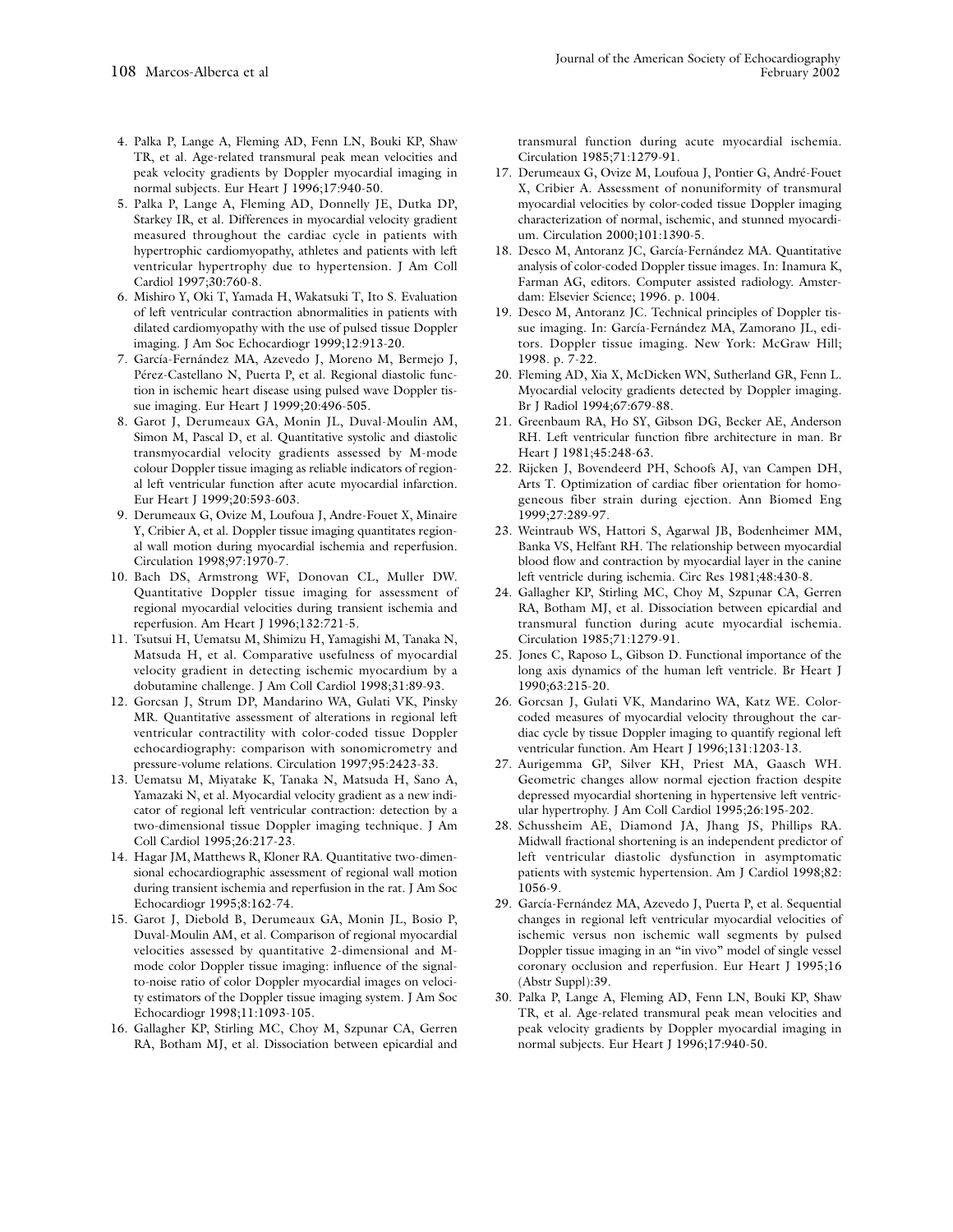4. Palka P, Lange A, Fleming AD, Fenn LN, Bouki KP, Shaw TR, et al. Age-related transmural peak mean velocities and peak velocity gradients by Doppler myocardial imaging in normal subjects. Eur Heart J 1996;17:940-50.
5. Palka P, Lange A, Fleming AD, Donnelly JE, Dutka DP, Starkey IR, et al. Differences in myocardial velocity gradient measured throughout the cardiac cycle in patients with hypertrophic cardiomyopathy, athletes and patients with left ventricular hypertrophy due to hypertension. J Am Coll Cardiol 1997;30:760-8.
6. Mishiro Y, Oki T, Yamada H, Wakatsuki T, Ito S. Evaluation of left ventricular contraction abnormalities in patients with dilated cardiomyopathy with the use of pulsed tissue Doppler imaging. J Am Soc Echocardiogr 1999;12:913-20.
7. García-Fernández MA, Azevedo J, Moreno M, Bermejo J, Pérez-Castellano N, Puerta P, et al. Regional diastolic function in ischemic heart disease using pulsed wave Doppler tissue imaging. Eur Heart J 1999;20:496-505.
8. Garot J, Derumeaux GA, Monin JL, Duval-Moulin AM, Simon M, Pascal D, et al. Quantitative systolic and diastolic transmyocardial velocity gradients assessed by M-mode colour Doppler tissue imaging as reliable indicators of regional left ventricular function after acute myocardial infarction. Eur Heart J 1999;20:593-603.
9. Derumeaux G, Ovize M, Loufoua J, Andre-Fouet X, Minaire Y, Cribier A, et al. Doppler tissue imaging quantitates regional wall motion during myocardial ischemia and reperfusion. Circulation 1998;97:1970-7.
10. Bach DS, Armstrong WF, Donovan CL, Muller DW. Quantitative Doppler tissue imaging for assessment of regional myocardial velocities during transient ischemia and reperfusion. Am Heart J 1996;132:721-5.
11. Tsutsui H, Uematsu M, Shimizu H, Yamagishi M, Tanaka N, Matsuda H, et al. Comparative usefulness of myocardial velocity gradient in detecting ischemic myocardium by a dobutamine challenge. J Am Coll Cardiol 1998;31:89-93.
12. Gorcsan J, Strum DP, Mandarino WA, Gulati VK, Pinsky MR. Quantitative assessment of alterations in regional left ventricular contractility with color-coded tissue Doppler echocardiography: comparison with sonomicrometry and pressure-volume relations. Circulation 1997;95:2423-33.
13. Uematsu M, Miyatake K, Tanaka N, Matsuda H, Sano A, Yamazaki N, et al. Myocardial velocity gradient as a new indicator of regional left ventricular contraction: detection by a two-dimensional tissue Doppler imaging technique. J Am Coll Cardiol 1995;26:217-23.
14. Hagar JM, Matthews R, Kloner RA. Quantitative two-dimensional echocardiographic assessment of regional wall motion during transient ischemia and reperfusion in the rat. J Am Soc Echocardiogr 1995;8:162-74.
15. Garot J, Diebold B, Derumeaux GA, Monin JL, Bosio P, Duval-Moulin AM, et al. Comparison of regional myocardial velocities assessed by quantitative 2-dimensional and M-mode color Doppler tissue imaging: influence of the signal-to-noise ratio of color Doppler myocardial images on velocity estimators of the Doppler tissue imaging system. J Am Soc Echocardiogr 1998;11:1093-105.
16. Gallagher KP, Stirling MC, Choy M, Szpunar CA, Gerren RA, Botham MJ, et al. Dissociation between epicardial and transmural function during acute myocardial ischemia. Circulation 1985;71:1279-91.
17. Derumeaux G, Ovize M, Loufoua J, Pontier G, André-Fouet X, Cribier A. Assessment of nonuniformity of transmural myocardial velocities by color-coded tissue Doppler imaging characterization of normal, ischemic, and stunned myocardium. Circulation 2000;101:1390-5.
18. Desco M, Antoranz JC, García-Fernández MA. Quantitative analysis of color-coded Doppler tissue images. In: Inamura K, Farman AG, editors. Computer assisted radiology. Amsterdam: Elsevier Science; 1996. p. 1004.
19. Desco M, Antoranz JC. Technical principles of Doppler tissue imaging. In: García-Fernández MA, Zamorano JL, editors. Doppler tissue imaging. New York: McGraw Hill; 1998. p. 7-22.
20. Fleming AD, Xia X, McDicken WN, Sutherland GR, Fenn L. Myocardial velocity gradients detected by Doppler imaging. Br J Radiol 1994;67:679-88.
21. Greenbaum RA, Ho SY, Gibson DG, Becker AE, Anderson RH. Left ventricular function fibre architecture in man. Br Heart J 1981;45:248-63.
22. Rijcken J, Bovendeerd PH, Schoofs AJ, van Campen DH, Arts T. Optimization of cardiac fiber orientation for homogeneous fiber strain during ejection. Ann Biomed Eng 1999;27:289-97.
23. Weintraub WS, Hattori S, Agarwal JB, Bodenheimer MM, Banka VS, Helfant RH. The relationship between myocardial blood flow and contraction by myocardial layer in the canine left ventricle during ischemia. Circ Res 1981;48:430-8.
24. Gallagher KP, Stirling MC, Choy M, Szpunar CA, Gerren RA, Botham MJ, et al. Dissociation between epicardial and transmural function during acute myocardial ischemia. Circulation 1985;71:1279-91.
25. Jones C, Raposo L, Gibson D. Functional importance of the long axis dynamics of the human left ventricle. Br Heart J 1990;63:215-20.
26. Gorcsan J, Gulati VK, Mandarino WA, Katz WE. Color-coded measures of myocardial velocity throughout the cardiac cycle by tissue Doppler imaging to quantify regional left ventricular function. Am Heart J 1996;131:1203-13.
27. Aurigemma GP, Silver KH, Priest MA, Gaasch WH. Geometric changes allow normal ejection fraction despite depressed myocardial shortening in hypertensive left ventricular hypertrophy. J Am Coll Cardiol 1995;26:195-202.
28. Schussheim AE, Diamond JA, Jhang JS, Phillips RA. Midwall fractional shortening is an independent predictor of left ventricular diastolic dysfunction in asymptomatic patients with systemic hypertension. Am J Cardiol 1998;82:1056-9.
29. García-Fernández MA, Azevedo J, Puerta P, et al. Sequential changes in regional left ventricular myocardial velocities of ischemic versus non ischemic wall segments by pulsed Doppler tissue imaging in an "in vivo" model of single vessel coronary occlusion and reperfusion. Eur Heart J 1995;16 (Abstr Suppl):39.
30. Palka P, Lange A, Fleming AD, Fenn LN, Bouki KP, Shaw TR, et al. Age-related transmural peak mean velocities and peak velocity gradients by Doppler myocardial imaging in normal subjects. Eur Heart J 1996;17:940-50.